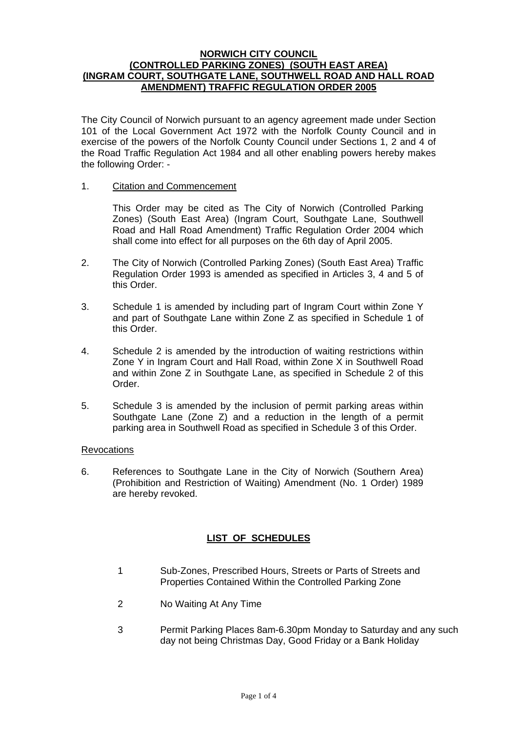**NORWICH CITY COUNCIL**
**(CONTROLLED PARKING ZONES) (SOUTH EAST AREA)**
**(INGRAM COURT, SOUTHGATE LANE, SOUTHWELL ROAD AND HALL ROAD AMENDMENT) TRAFFIC REGULATION ORDER 2005**

The City Council of Norwich pursuant to an agency agreement made under Section 101 of the Local Government Act 1972 with the Norfolk County Council and in exercise of the powers of the Norfolk County Council under Sections 1, 2 and 4 of the Road Traffic Regulation Act 1984 and all other enabling powers hereby makes the following Order: -

1. Citation and Commencement

   This Order may be cited as The City of Norwich (Controlled Parking Zones) (South East Area) (Ingram Court, Southgate Lane, Southwell Road and Hall Road Amendment) Traffic Regulation Order 2004 which shall come into effect for all purposes on the 6th day of April 2005.

2. The City of Norwich (Controlled Parking Zones) (South East Area) Traffic Regulation Order 1993 is amended as specified in Articles 3, 4 and 5 of this Order.

3. Schedule 1 is amended by including part of Ingram Court within Zone Y and part of Southgate Lane within Zone Z as specified in Schedule 1 of this Order.

4. Schedule 2 is amended by the introduction of waiting restrictions within Zone Y in Ingram Court and Hall Road, within Zone X in Southwell Road and within Zone Z in Southgate Lane, as specified in Schedule 2 of this Order.

5. Schedule 3 is amended by the inclusion of permit parking areas within Southgate Lane (Zone Z) and a reduction in the length of a permit parking area in Southwell Road as specified in Schedule 3 of this Order.

Revocations

6. References to Southgate Lane in the City of Norwich (Southern Area) (Prohibition and Restriction of Waiting) Amendment (No. 1 Order) 1989 are hereby revoked.

## LIST OF SCHEDULES

1 Sub-Zones, Prescribed Hours, Streets or Parts of Streets and Properties Contained Within the Controlled Parking Zone

2 No Waiting At Any Time

3 Permit Parking Places 8am-6.30pm Monday to Saturday and any such day not being Christmas Day, Good Friday or a Bank Holiday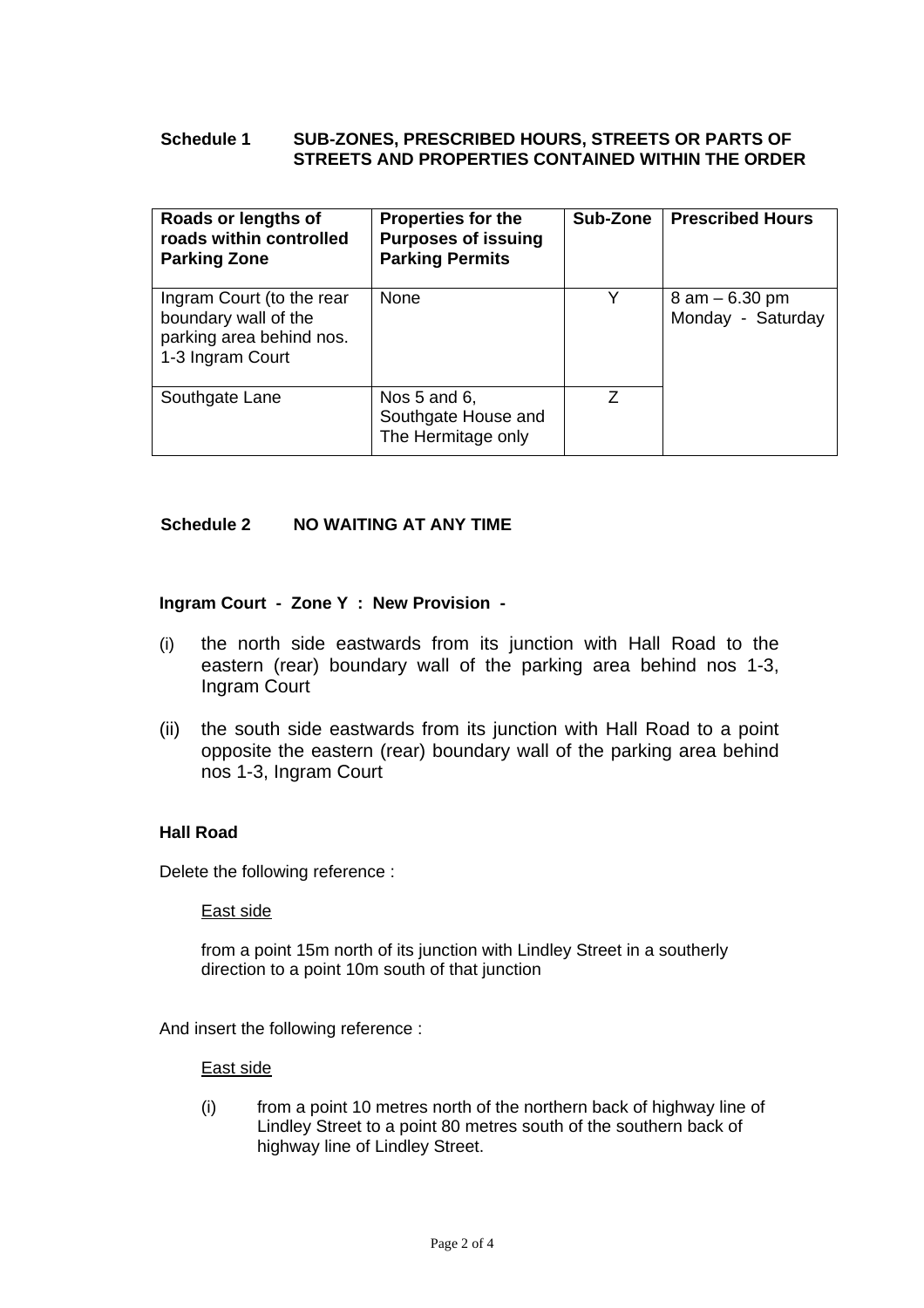**Schedule 1 SUB-ZONES, PRESCRIBED HOURS, STREETS OR PARTS OF STREETS AND PROPERTIES CONTAINED WITHIN THE ORDER**

| Roads or lengths of roads within controlled Parking Zone | Properties for the Purposes of issuing Parking Permits | Sub-Zone | Prescribed Hours |
|---|---|---|---|
| Ingram Court (to the rear boundary wall of the parking area behind nos. 1-3 Ingram Court | None | Y | 8 am – 6.30 pm Monday - Saturday |
| Southgate Lane | Nos 5 and 6, Southgate House and The Hermitage only | Z | |

**Schedule 2 NO WAITING AT ANY TIME**

**Ingram Court - Zone Y : New Provision -**

(i) the north side eastwards from its junction with Hall Road to the eastern (rear) boundary wall of the parking area behind nos 1-3, Ingram Court

(ii) the south side eastwards from its junction with Hall Road to a point opposite the eastern (rear) boundary wall of the parking area behind nos 1-3, Ingram Court

**Hall Road**

Delete the following reference :

East side

from a point 15m north of its junction with Lindley Street in a southerly direction to a point 10m south of that junction

And insert the following reference :

East side

(i) from a point 10 metres north of the northern back of highway line of Lindley Street to a point 80 metres south of the southern back of highway line of Lindley Street.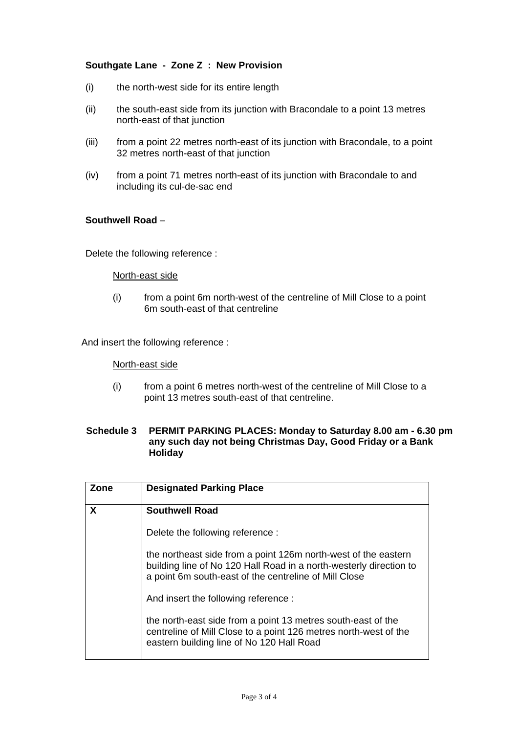**Southgate Lane - Zone Z : New Provision**

(i) the north-west side for its entire length

(ii) the south-east side from its junction with Bracondale to a point 13 metres north-east of that junction

(iii) from a point 22 metres north-east of its junction with Bracondale, to a point 32 metres north-east of that junction

(iv) from a point 71 metres north-east of its junction with Bracondale to and including its cul-de-sac end

**Southwell Road** –

Delete the following reference :

North-east side

(i) from a point 6m north-west of the centreline of Mill Close to a point 6m south-east of that centreline

And insert the following reference :

North-east side

(i) from a point 6 metres north-west of the centreline of Mill Close to a point 13 metres south-east of that centreline.

**Schedule 3 PERMIT PARKING PLACES: Monday to Saturday 8.00 am - 6.30 pm any such day not being Christmas Day, Good Friday or a Bank Holiday**

| Zone | Designated Parking Place |
| --- | --- |
| **X** | **Southwell Road**<br><br>Delete the following reference :<br><br>the northeast side from a point 126m north-west of the eastern building line of No 120 Hall Road in a north-westerly direction to a point 6m south-east of the centreline of Mill Close<br><br>And insert the following reference :<br><br>the north-east side from a point 13 metres south-east of the centreline of Mill Close to a point 126 metres north-west of the eastern building line of No 120 Hall Road |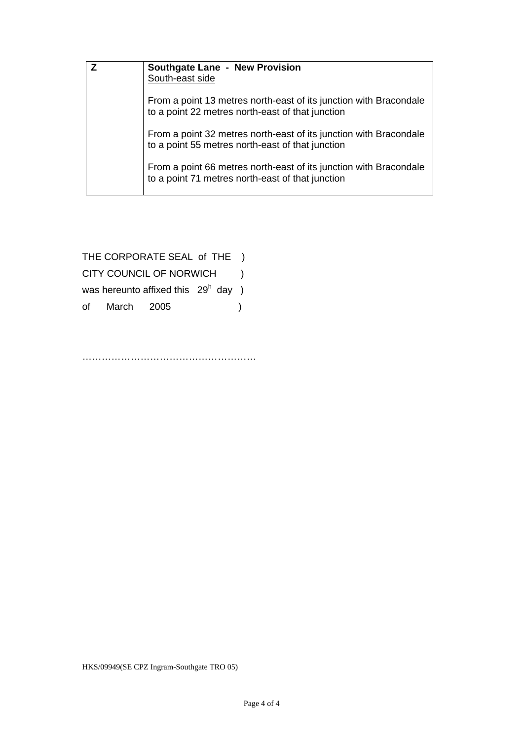| | |
|---|---|
| **Z** | **Southgate Lane - New Provision**<br>South-east side<br><br>From a point 13 metres north-east of its junction with Bracondale to a point 22 metres north-east of that junction<br><br>From a point 32 metres north-east of its junction with Bracondale to a point 55 metres north-east of that junction<br><br>From a point 66 metres north-east of its junction with Bracondale to a point 71 metres north-east of that junction |

THE CORPORATE SEAL of THE )
CITY COUNCIL OF NORWICH )
was hereunto affixed this 29h day )
of March 2005 )

……………………………………………

HKS/09949(SE CPZ Ingram-Southgate TRO 05)